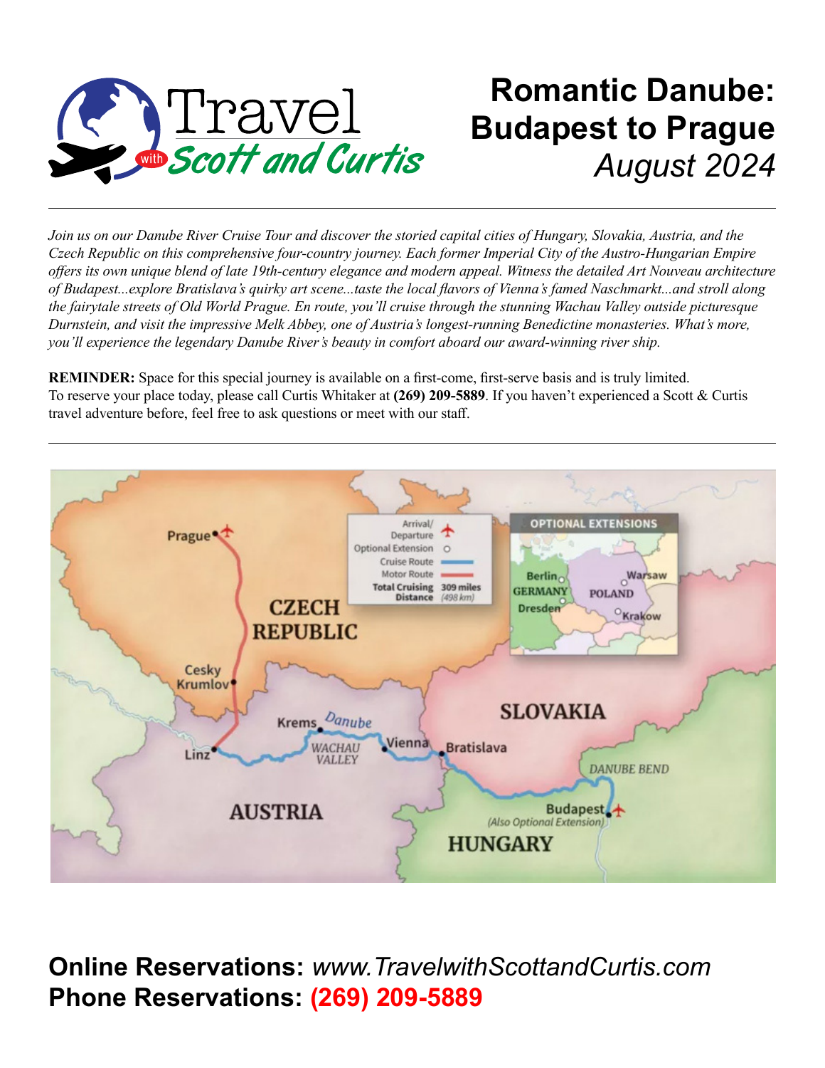# Travel with Scott and Curtis

# Romantic Danube: Budapest to Prague

*August 2024*

---

*Join us on our Danube River Cruise Tour and discover the storied capital cities of Hungary, Slovakia, Austria, and the Czech Republic on this comprehensive four-country journey. Each former Imperial City of the Austro-Hungarian Empire offers its own unique blend of late 19th-century elegance and modern appeal. Witness the detailed Art Nouveau architecture of Budapest...explore Bratislava's quirky art scene...taste the local flavors of Vienna's famed Naschmarkt...and stroll along the fairytale streets of Old World Prague. En route, you'll cruise through the stunning Wachau Valley outside picturesque Durnstein, and visit the impressive Melk Abbey, one of Austria's longest-running Benedictine monasteries. What's more, you'll experience the legendary Danube River's beauty in comfort aboard our award-winning river ship.*

**REMINDER:** Space for this special journey is available on a first-come, first-serve basis and is truly limited. To reserve your place today, please call Curtis Whitaker at **(269) 209-5889**. If you haven't experienced a Scott & Curtis travel adventure before, feel free to ask questions or meet with our staff.

---

**Online Reservations:** *www.TravelwithScottandCurtis.com*
**Phone Reservations:** **(269) 209-5889**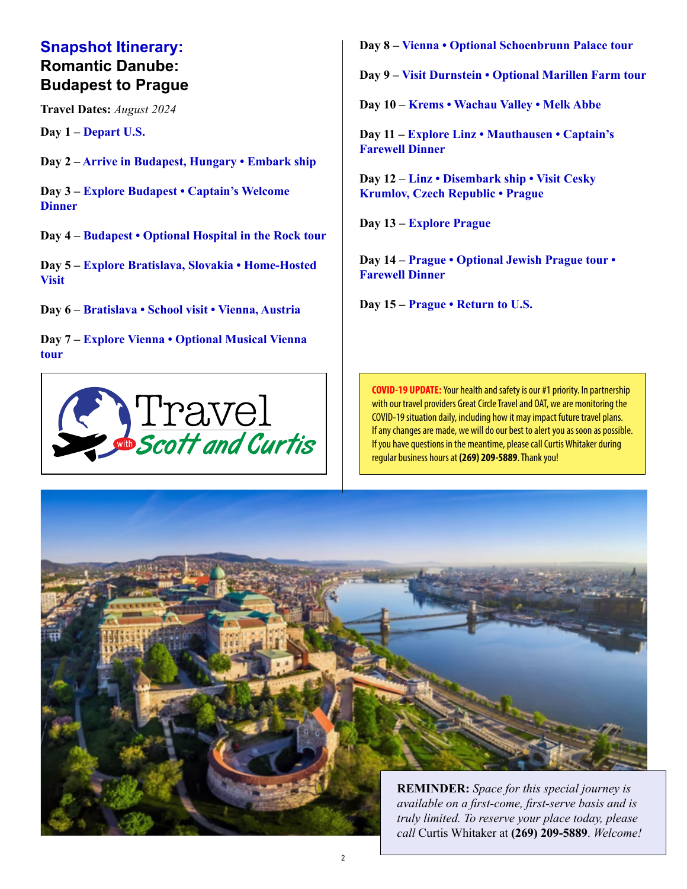## Snapshot Itinerary:
## Romantic Danube: Budapest to Prague

**Travel Dates:** *August 2024*

**Day 1 – Depart U.S.**

**Day 2 – Arrive in Budapest, Hungary • Embark ship**

**Day 3 – Explore Budapest • Captain's Welcome Dinner**

**Day 4 – Budapest • Optional Hospital in the Rock tour**

**Day 5 – Explore Bratislava, Slovakia • Home-Hosted Visit**

**Day 6 – Bratislava • School visit • Vienna, Austria**

**Day 7 – Explore Vienna • Optional Musical Vienna tour**

**Day 8 – Vienna • Optional Schoenbrunn Palace tour**

**Day 9 – Visit Durnstein • Optional Marillen Farm tour**

**Day 10 – Krems • Wachau Valley • Melk Abbe**

**Day 11 – Explore Linz • Mauthausen • Captain's Farewell Dinner**

**Day 12 – Linz • Disembark ship • Visit Cesky Krumlov, Czech Republic • Prague**

**Day 13 – Explore Prague**

**Day 14 – Prague • Optional Jewish Prague tour • Farewell Dinner**

**Day 15 – Prague • Return to U.S.**

Travel with Scott and Curtis

**COVID-19 UPDATE:** Your health and safety is our #1 priority. In partnership with our travel providers Great Circle Travel and OAT, we are monitoring the COVID-19 situation daily, including how it may impact future travel plans. If any changes are made, we will do our best to alert you as soon as possible. If you have questions in the meantime, please call Curtis Whitaker during regular business hours at **(269) 209-5889**. Thank you!

**REMINDER:** *Space for this special journey is available on a first-come, first-serve basis and is truly limited. To reserve your place today, please call* Curtis Whitaker at **(269) 209-5889**. *Welcome!*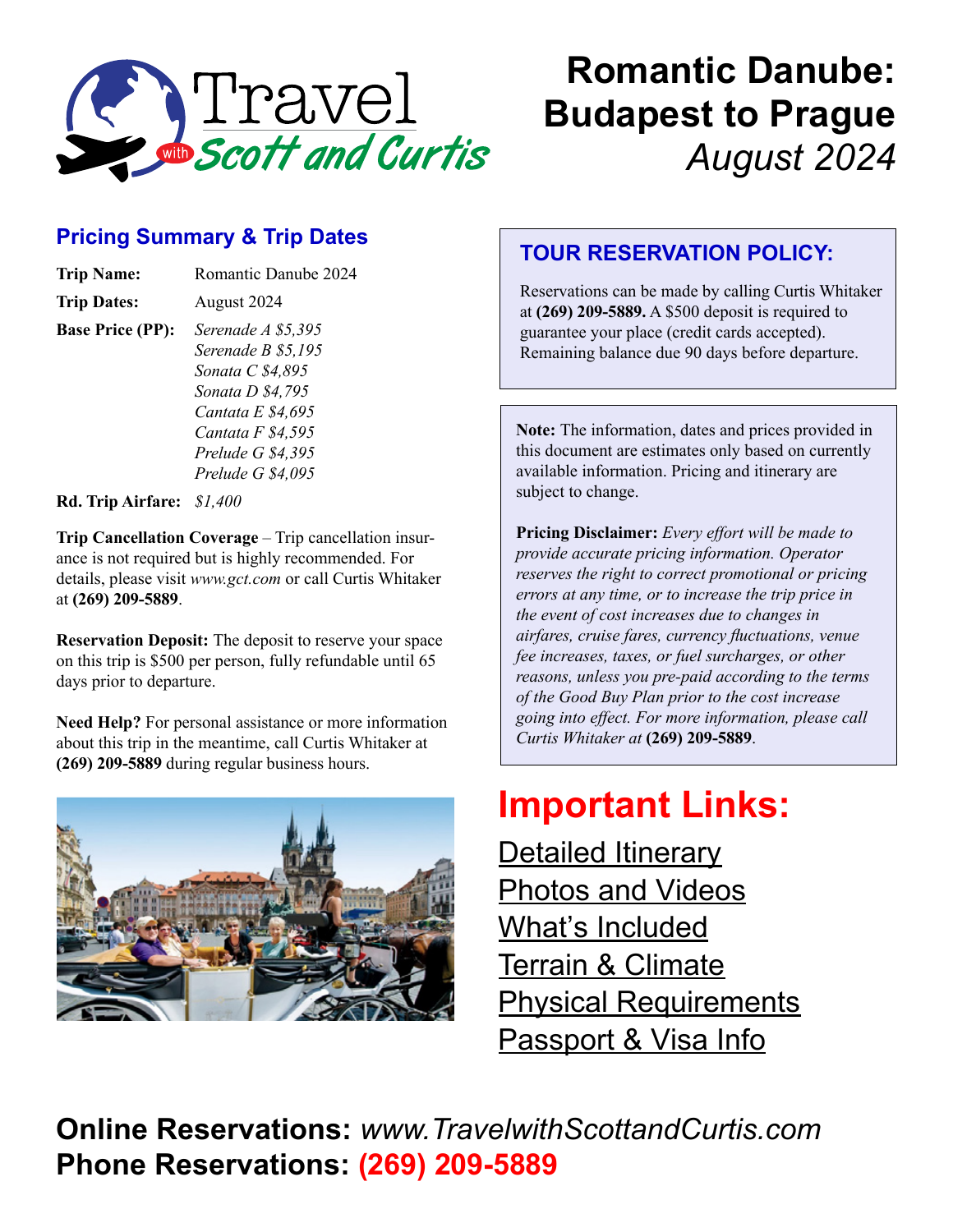# Romantic Danube: Budapest to Prague

*August 2024*

## Pricing Summary & Trip Dates

**Trip Name:** Romantic Danube 2024

**Trip Dates:** August 2024

**Base Price (PP):**
*Serenade A $5,395*
*Serenade B $5,195*
*Sonata C $4,895*
*Sonata D $4,795*
*Cantata E $4,695*
*Cantata F $4,595*
*Prelude G $4,395*
*Prelude G $4,095*

**Rd. Trip Airfare:** *$1,400*

**Trip Cancellation Coverage** – Trip cancellation insurance is not required but is highly recommended. For details, please visit *www.gct.com* or call Curtis Whitaker at **(269) 209-5889**.

**Reservation Deposit:** The deposit to reserve your space on this trip is $500 per person, fully refundable until 65 days prior to departure.

**Need Help?** For personal assistance or more information about this trip in the meantime, call Curtis Whitaker at **(269) 209-5889** during regular business hours.

## TOUR RESERVATION POLICY:

Reservations can be made by calling Curtis Whitaker at **(269) 209-5889.** A $500 deposit is required to guarantee your place (credit cards accepted). Remaining balance due 90 days before departure.

**Note:** The information, dates and prices provided in this document are estimates only based on currently available information. Pricing and itinerary are subject to change.

**Pricing Disclaimer:** *Every effort will be made to provide accurate pricing information. Operator reserves the right to correct promotional or pricing errors at any time, or to increase the trip price in the event of cost increases due to changes in airfares, cruise fares, currency fluctuations, venue fee increases, taxes, or fuel surcharges, or other reasons, unless you pre-paid according to the terms of the Good Buy Plan prior to the cost increase going into effect. For more information, please call Curtis Whitaker at* **(269) 209-5889**.

## Important Links:

- Detailed Itinerary
- Photos and Videos
- What's Included
- Terrain & Climate
- Physical Requirements
- Passport & Visa Info

**Online Reservations:** *www.TravelwithScottandCurtis.com*

**Phone Reservations:** **(269) 209-5889**